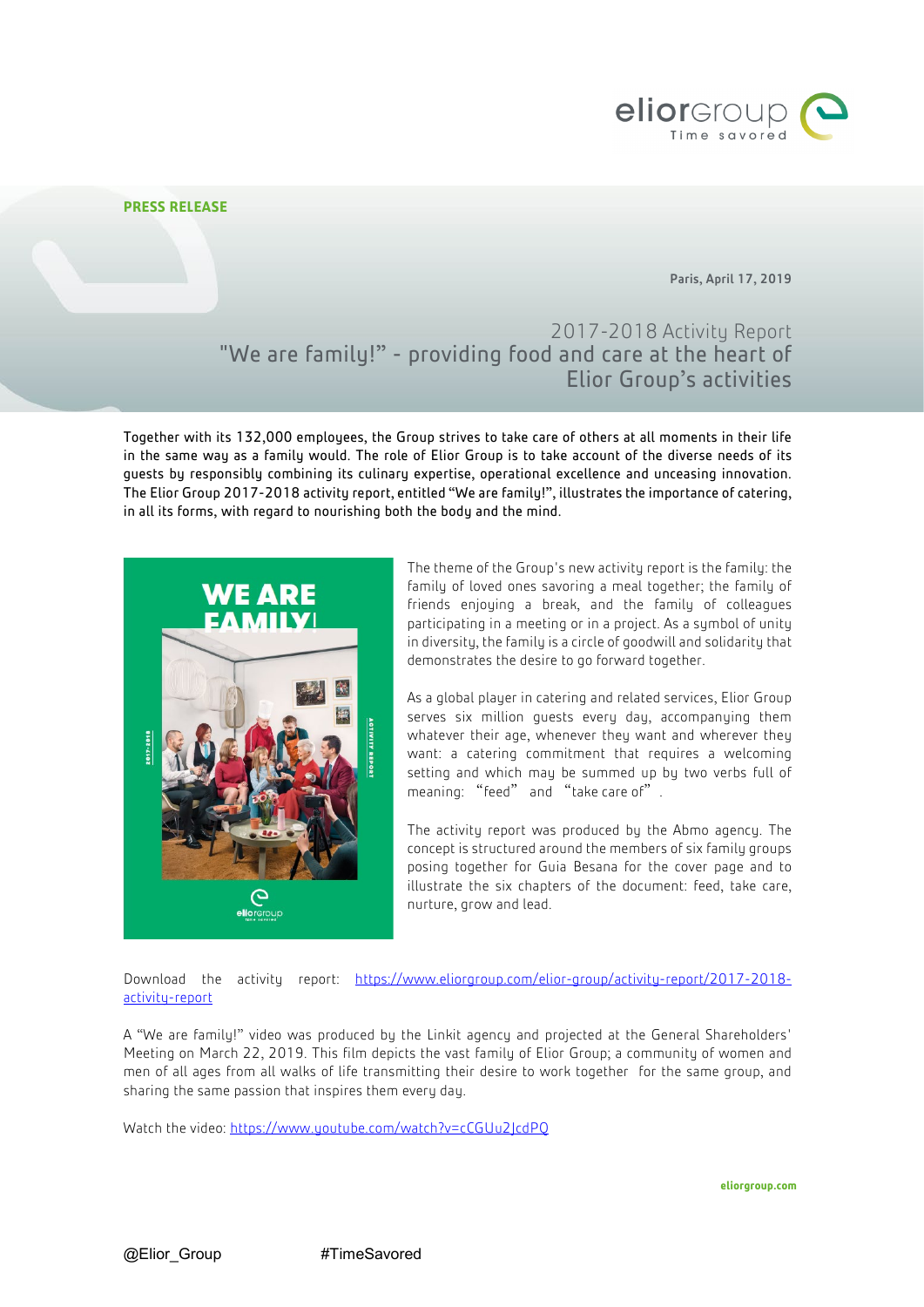**PRESS RELEASE**

Paris, April 17, 2019

# 2017-2018 Activity Report
## "We are family!" - providing food and care at the heart of Elior Group's activities

Together with its 132,000 employees, the Group strives to take care of others at all moments in their life in the same way as a family would. The role of Elior Group is to take account of the diverse needs of its guests by responsibly combining its culinary expertise, operational excellence and unceasing innovation. The Elior Group 2017-2018 activity report, entitled "We are family!", illustrates the importance of catering, in all its forms, with regard to nourishing both the body and the mind.

The theme of the Group's new activity report is the family: the family of loved ones savoring a meal together; the family of friends enjoying a break, and the family of colleagues participating in a meeting or in a project. As a symbol of unity in diversity, the family is a circle of goodwill and solidarity that demonstrates the desire to go forward together.

As a global player in catering and related services, Elior Group serves six million guests every day, accompanying them whatever their age, whenever they want and wherever they want: a catering commitment that requires a welcoming setting and which may be summed up by two verbs full of meaning: "feed" and "take care of".

The activity report was produced by the Abmo agency. The concept is structured around the members of six family groups posing together for Guia Besana for the cover page and to illustrate the six chapters of the document: feed, take care, nurture, grow and lead.

Download the activity report: https://www.eliorgroup.com/elior-group/activity-report/2017-2018-activity-report

A "We are family!" video was produced by the Linkit agency and projected at the General Shareholders' Meeting on March 22, 2019. This film depicts the vast family of Elior Group; a community of women and men of all ages from all walks of life transmitting their desire to work together for the same group, and sharing the same passion that inspires them every day.

Watch the video: https://www.youtube.com/watch?v=cCGUu2JcdPQ

eliorgroup.com

@Elior_Group #TimeSavored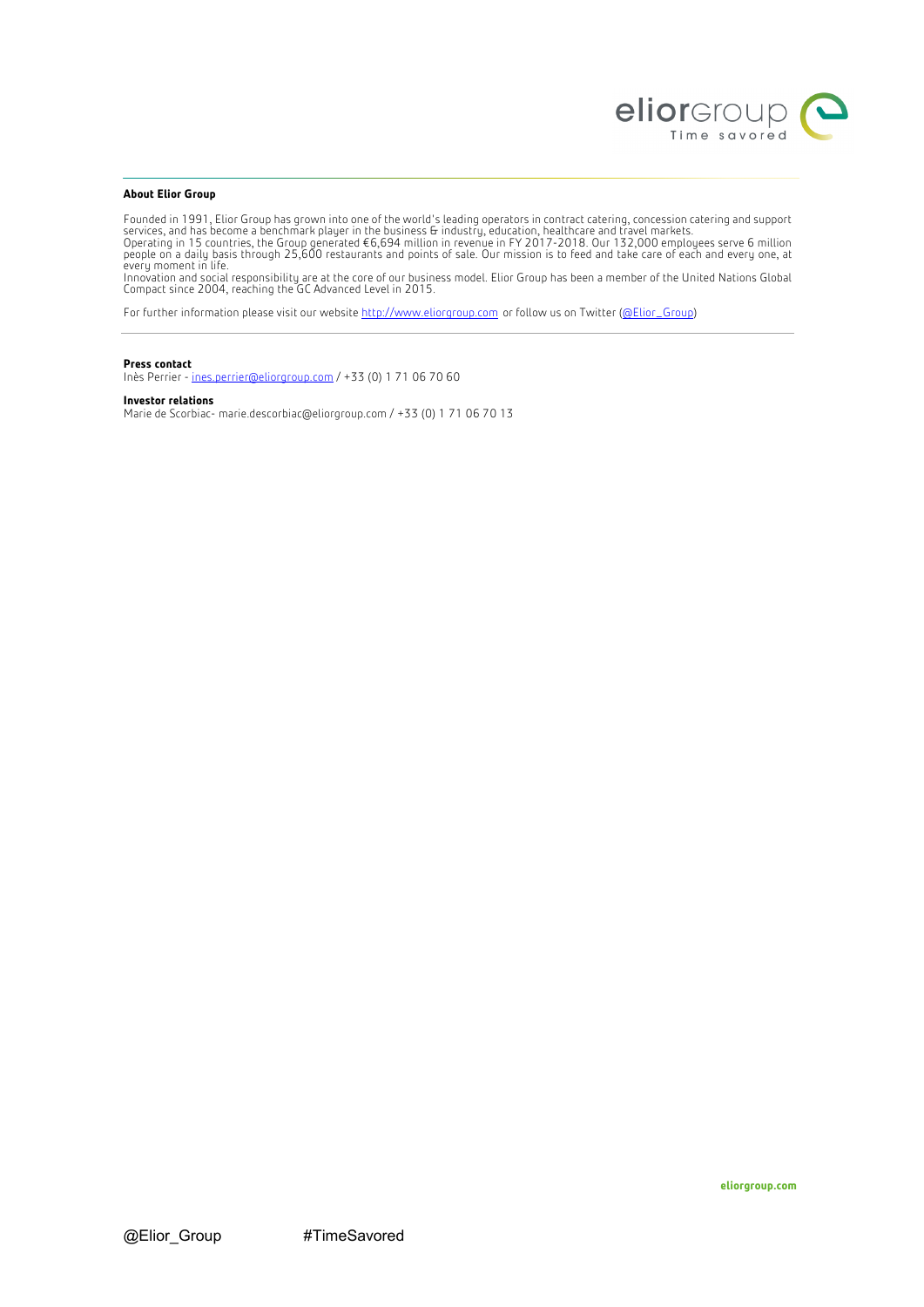**About Elior Group**

Founded in 1991, Elior Group has grown into one of the world's leading operators in contract catering, concession catering and support services, and has become a benchmark player in the business & industry, education, healthcare and travel markets.
Operating in 15 countries, the Group generated €6,694 million in revenue in FY 2017-2018. Our 132,000 employees serve 6 million people on a daily basis through 25,600 restaurants and points of sale. Our mission is to feed and take care of each and every one, at every moment in life.
Innovation and social responsibility are at the core of our business model. Elior Group has been a member of the United Nations Global Compact since 2004, reaching the GC Advanced Level in 2015.

For further information please visit our website http://www.eliorgroup.com or follow us on Twitter (@Elior_Group)

---

**Press contact**
Inès Perrier - ines.perrier@eliorgroup.com / +33 (0) 1 71 06 70 60

**Investor relations**
Marie de Scorbiac- marie.descorbiac@eliorgroup.com / +33 (0) 1 71 06 70 13

eliorgroup.com

@Elior_Group #TimeSavored